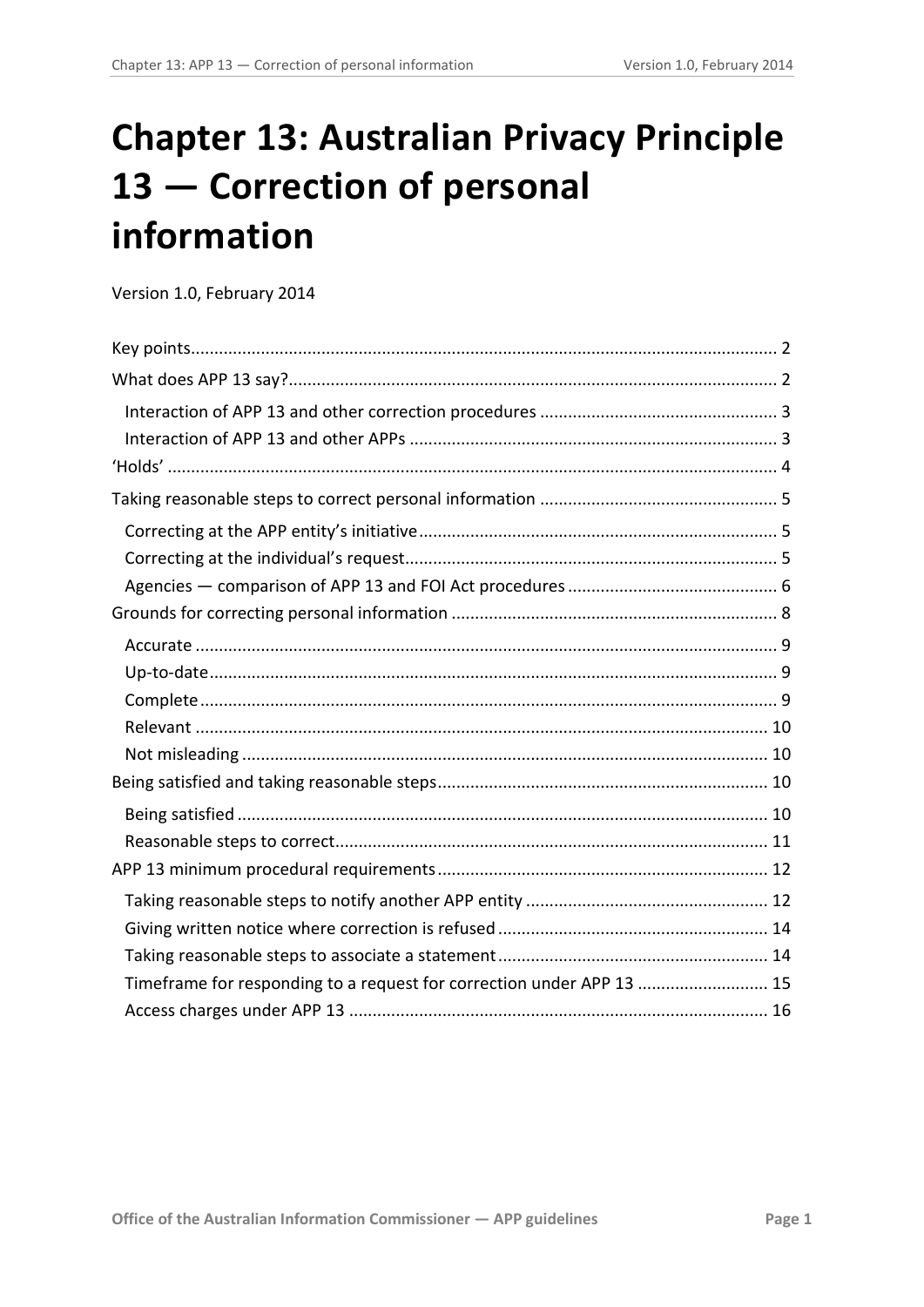# Chapter 13: Australian Privacy Principle 13 — Correction of personal information

Version 1.0, February 2014

- Key points ... 2
- What does APP 13 say? ... 2
  - Interaction of APP 13 and other correction procedures ... 3
  - Interaction of APP 13 and other APPs ... 3
- 'Holds' ... 4
- Taking reasonable steps to correct personal information ... 5
  - Correcting at the APP entity's initiative ... 5
  - Correcting at the individual's request ... 5
  - Agencies — comparison of APP 13 and FOI Act procedures ... 6
- Grounds for correcting personal information ... 8
  - Accurate ... 9
  - Up-to-date ... 9
  - Complete ... 9
  - Relevant ... 10
  - Not misleading ... 10
- Being satisfied and taking reasonable steps ... 10
  - Being satisfied ... 10
  - Reasonable steps to correct ... 11
- APP 13 minimum procedural requirements ... 12
  - Taking reasonable steps to notify another APP entity ... 12
  - Giving written notice where correction is refused ... 14
  - Taking reasonable steps to associate a statement ... 14
  - Timeframe for responding to a request for correction under APP 13 ... 15
  - Access charges under APP 13 ... 16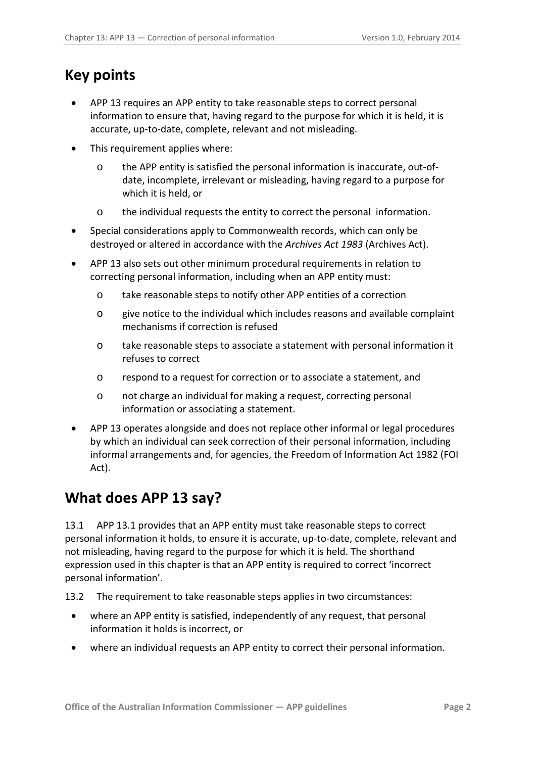## Key points

- APP 13 requires an APP entity to take reasonable steps to correct personal information to ensure that, having regard to the purpose for which it is held, it is accurate, up-to-date, complete, relevant and not misleading.
- This requirement applies where:
  - the APP entity is satisfied the personal information is inaccurate, out-of-date, incomplete, irrelevant or misleading, having regard to a purpose for which it is held, or
  - the individual requests the entity to correct the personal information.
- Special considerations apply to Commonwealth records, which can only be destroyed or altered in accordance with the *Archives Act 1983* (Archives Act).
- APP 13 also sets out other minimum procedural requirements in relation to correcting personal information, including when an APP entity must:
  - take reasonable steps to notify other APP entities of a correction
  - give notice to the individual which includes reasons and available complaint mechanisms if correction is refused
  - take reasonable steps to associate a statement with personal information it refuses to correct
  - respond to a request for correction or to associate a statement, and
  - not charge an individual for making a request, correcting personal information or associating a statement.
- APP 13 operates alongside and does not replace other informal or legal procedures by which an individual can seek correction of their personal information, including informal arrangements and, for agencies, the Freedom of Information Act 1982 (FOI Act).

## What does APP 13 say?

13.1 APP 13.1 provides that an APP entity must take reasonable steps to correct personal information it holds, to ensure it is accurate, up-to-date, complete, relevant and not misleading, having regard to the purpose for which it is held. The shorthand expression used in this chapter is that an APP entity is required to correct 'incorrect personal information'.

13.2 The requirement to take reasonable steps applies in two circumstances:

- where an APP entity is satisfied, independently of any request, that personal information it holds is incorrect, or
- where an individual requests an APP entity to correct their personal information.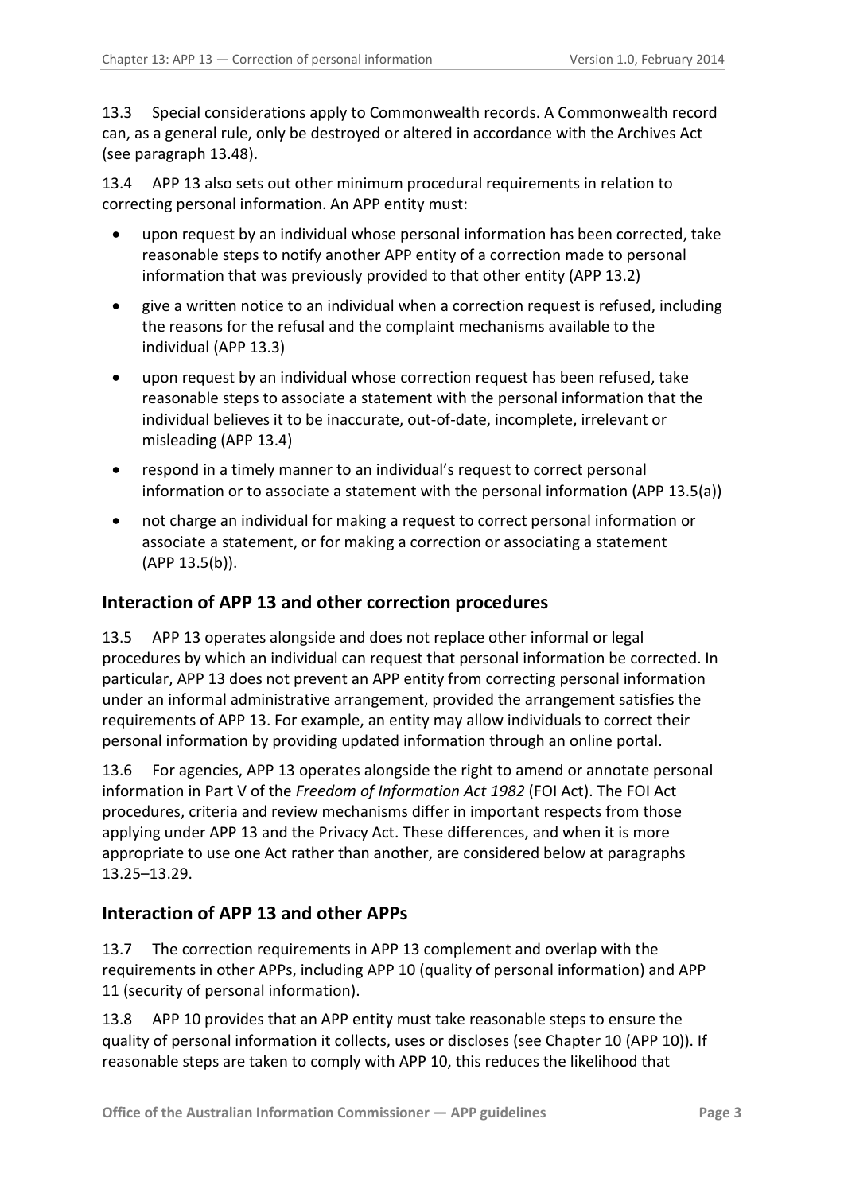13.3 Special considerations apply to Commonwealth records. A Commonwealth record can, as a general rule, only be destroyed or altered in accordance with the Archives Act (see paragraph 13.48).

13.4 APP 13 also sets out other minimum procedural requirements in relation to correcting personal information. An APP entity must:

- upon request by an individual whose personal information has been corrected, take reasonable steps to notify another APP entity of a correction made to personal information that was previously provided to that other entity (APP 13.2)
- give a written notice to an individual when a correction request is refused, including the reasons for the refusal and the complaint mechanisms available to the individual (APP 13.3)
- upon request by an individual whose correction request has been refused, take reasonable steps to associate a statement with the personal information that the individual believes it to be inaccurate, out-of-date, incomplete, irrelevant or misleading (APP 13.4)
- respond in a timely manner to an individual's request to correct personal information or to associate a statement with the personal information (APP 13.5(a))
- not charge an individual for making a request to correct personal information or associate a statement, or for making a correction or associating a statement (APP 13.5(b)).

## Interaction of APP 13 and other correction procedures

13.5 APP 13 operates alongside and does not replace other informal or legal procedures by which an individual can request that personal information be corrected. In particular, APP 13 does not prevent an APP entity from correcting personal information under an informal administrative arrangement, provided the arrangement satisfies the requirements of APP 13. For example, an entity may allow individuals to correct their personal information by providing updated information through an online portal.

13.6 For agencies, APP 13 operates alongside the right to amend or annotate personal information in Part V of the *Freedom of Information Act 1982* (FOI Act). The FOI Act procedures, criteria and review mechanisms differ in important respects from those applying under APP 13 and the Privacy Act. These differences, and when it is more appropriate to use one Act rather than another, are considered below at paragraphs 13.25–13.29.

## Interaction of APP 13 and other APPs

13.7 The correction requirements in APP 13 complement and overlap with the requirements in other APPs, including APP 10 (quality of personal information) and APP 11 (security of personal information).

13.8 APP 10 provides that an APP entity must take reasonable steps to ensure the quality of personal information it collects, uses or discloses (see Chapter 10 (APP 10)). If reasonable steps are taken to comply with APP 10, this reduces the likelihood that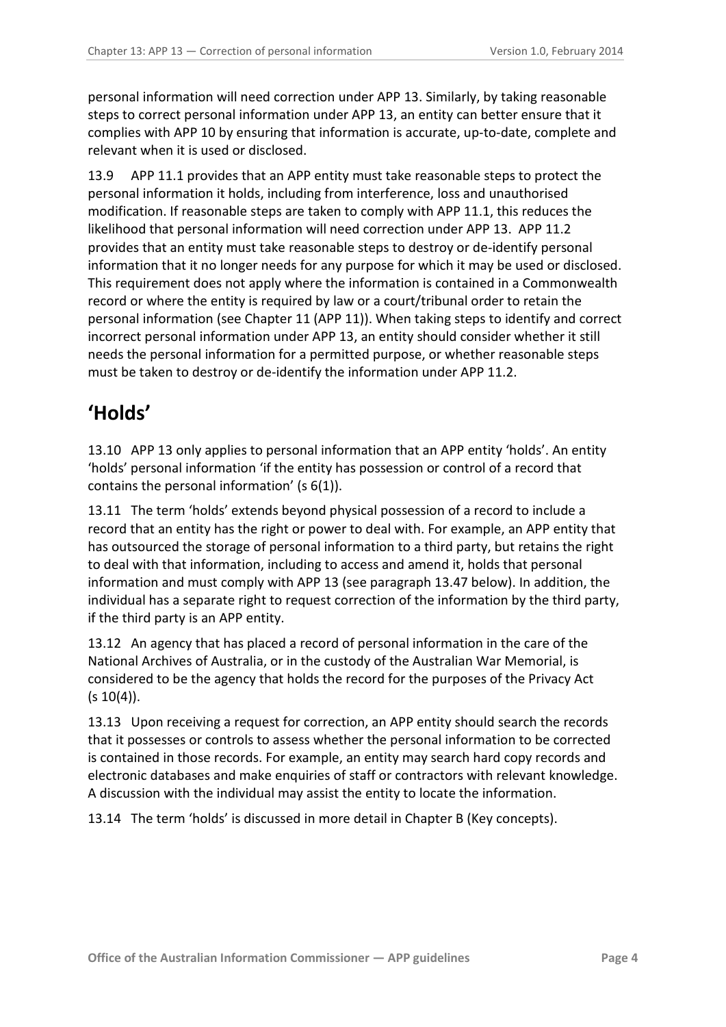personal information will need correction under APP 13. Similarly, by taking reasonable steps to correct personal information under APP 13, an entity can better ensure that it complies with APP 10 by ensuring that information is accurate, up-to-date, complete and relevant when it is used or disclosed.

13.9 APP 11.1 provides that an APP entity must take reasonable steps to protect the personal information it holds, including from interference, loss and unauthorised modification. If reasonable steps are taken to comply with APP 11.1, this reduces the likelihood that personal information will need correction under APP 13. APP 11.2 provides that an entity must take reasonable steps to destroy or de-identify personal information that it no longer needs for any purpose for which it may be used or disclosed. This requirement does not apply where the information is contained in a Commonwealth record or where the entity is required by law or a court/tribunal order to retain the personal information (see Chapter 11 (APP 11)). When taking steps to identify and correct incorrect personal information under APP 13, an entity should consider whether it still needs the personal information for a permitted purpose, or whether reasonable steps must be taken to destroy or de-identify the information under APP 11.2.

## 'Holds'

13.10 APP 13 only applies to personal information that an APP entity 'holds'. An entity 'holds' personal information 'if the entity has possession or control of a record that contains the personal information' (s 6(1)).

13.11 The term 'holds' extends beyond physical possession of a record to include a record that an entity has the right or power to deal with. For example, an APP entity that has outsourced the storage of personal information to a third party, but retains the right to deal with that information, including to access and amend it, holds that personal information and must comply with APP 13 (see paragraph 13.47 below). In addition, the individual has a separate right to request correction of the information by the third party, if the third party is an APP entity.

13.12 An agency that has placed a record of personal information in the care of the National Archives of Australia, or in the custody of the Australian War Memorial, is considered to be the agency that holds the record for the purposes of the Privacy Act (s 10(4)).

13.13 Upon receiving a request for correction, an APP entity should search the records that it possesses or controls to assess whether the personal information to be corrected is contained in those records. For example, an entity may search hard copy records and electronic databases and make enquiries of staff or contractors with relevant knowledge. A discussion with the individual may assist the entity to locate the information.

13.14 The term 'holds' is discussed in more detail in Chapter B (Key concepts).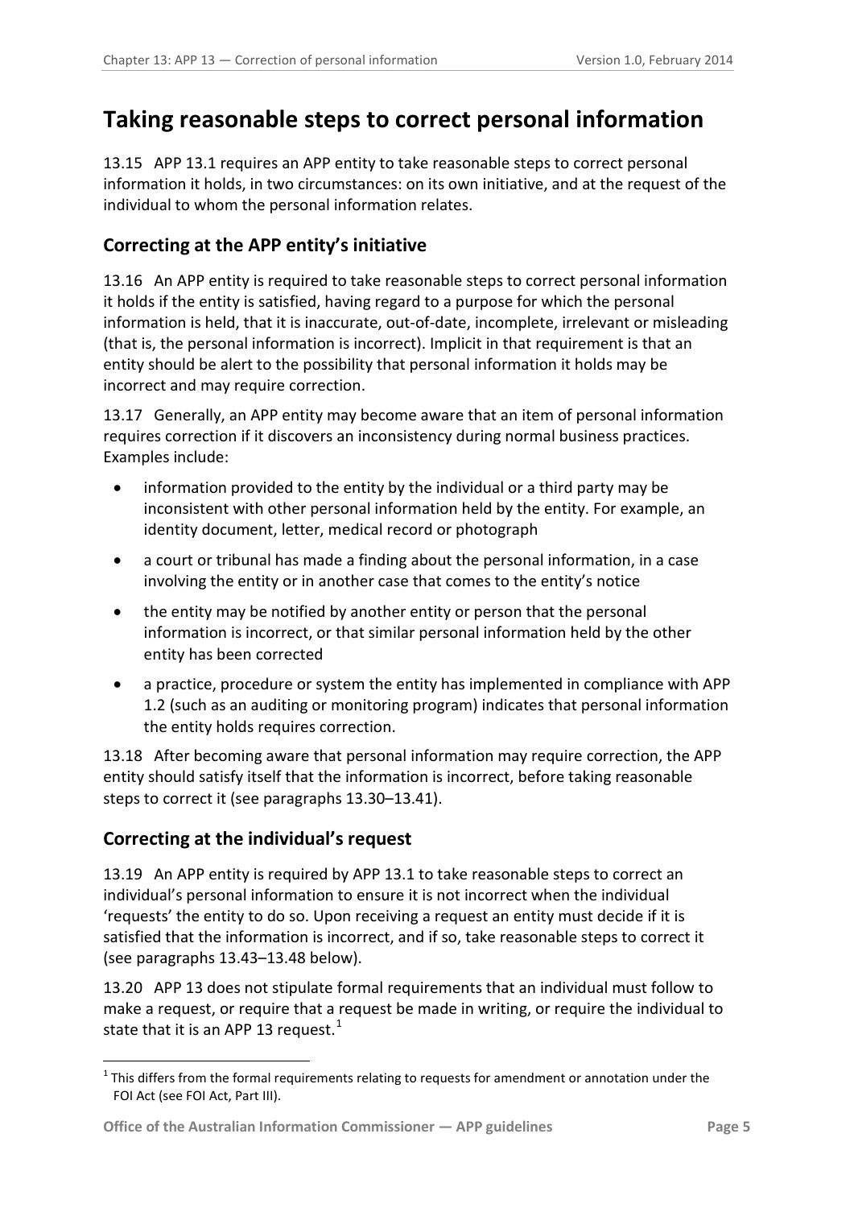# Taking reasonable steps to correct personal information

13.15 APP 13.1 requires an APP entity to take reasonable steps to correct personal information it holds, in two circumstances: on its own initiative, and at the request of the individual to whom the personal information relates.

## Correcting at the APP entity's initiative

13.16 An APP entity is required to take reasonable steps to correct personal information it holds if the entity is satisfied, having regard to a purpose for which the personal information is held, that it is inaccurate, out-of-date, incomplete, irrelevant or misleading (that is, the personal information is incorrect). Implicit in that requirement is that an entity should be alert to the possibility that personal information it holds may be incorrect and may require correction.

13.17 Generally, an APP entity may become aware that an item of personal information requires correction if it discovers an inconsistency during normal business practices. Examples include:

- information provided to the entity by the individual or a third party may be inconsistent with other personal information held by the entity. For example, an identity document, letter, medical record or photograph
- a court or tribunal has made a finding about the personal information, in a case involving the entity or in another case that comes to the entity's notice
- the entity may be notified by another entity or person that the personal information is incorrect, or that similar personal information held by the other entity has been corrected
- a practice, procedure or system the entity has implemented in compliance with APP 1.2 (such as an auditing or monitoring program) indicates that personal information the entity holds requires correction.

13.18 After becoming aware that personal information may require correction, the APP entity should satisfy itself that the information is incorrect, before taking reasonable steps to correct it (see paragraphs 13.30–13.41).

## Correcting at the individual's request

13.19 An APP entity is required by APP 13.1 to take reasonable steps to correct an individual's personal information to ensure it is not incorrect when the individual 'requests' the entity to do so. Upon receiving a request an entity must decide if it is satisfied that the information is incorrect, and if so, take reasonable steps to correct it (see paragraphs 13.43–13.48 below).

13.20 APP 13 does not stipulate formal requirements that an individual must follow to make a request, or require that a request be made in writing, or require the individual to state that it is an APP 13 request.[1]

[1] This differs from the formal requirements relating to requests for amendment or annotation under the FOI Act (see FOI Act, Part III).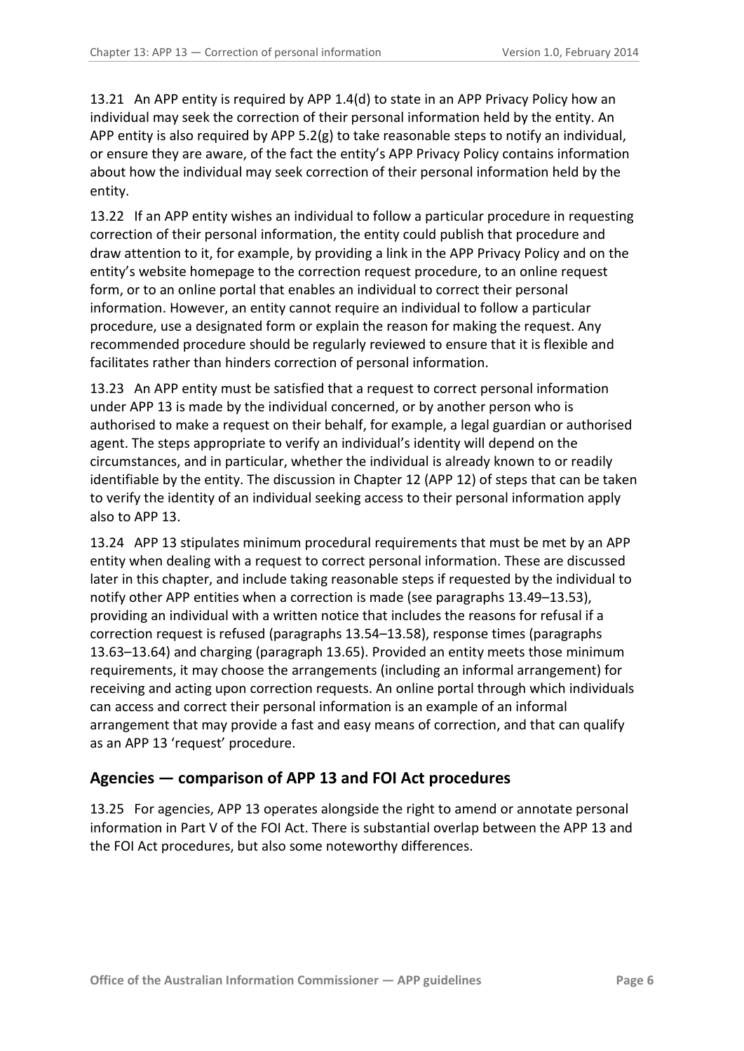13.21 An APP entity is required by APP 1.4(d) to state in an APP Privacy Policy how an individual may seek the correction of their personal information held by the entity. An APP entity is also required by APP 5.2(g) to take reasonable steps to notify an individual, or ensure they are aware, of the fact the entity's APP Privacy Policy contains information about how the individual may seek correction of their personal information held by the entity.

13.22 If an APP entity wishes an individual to follow a particular procedure in requesting correction of their personal information, the entity could publish that procedure and draw attention to it, for example, by providing a link in the APP Privacy Policy and on the entity's website homepage to the correction request procedure, to an online request form, or to an online portal that enables an individual to correct their personal information. However, an entity cannot require an individual to follow a particular procedure, use a designated form or explain the reason for making the request. Any recommended procedure should be regularly reviewed to ensure that it is flexible and facilitates rather than hinders correction of personal information.

13.23 An APP entity must be satisfied that a request to correct personal information under APP 13 is made by the individual concerned, or by another person who is authorised to make a request on their behalf, for example, a legal guardian or authorised agent. The steps appropriate to verify an individual's identity will depend on the circumstances, and in particular, whether the individual is already known to or readily identifiable by the entity. The discussion in Chapter 12 (APP 12) of steps that can be taken to verify the identity of an individual seeking access to their personal information apply also to APP 13.

13.24 APP 13 stipulates minimum procedural requirements that must be met by an APP entity when dealing with a request to correct personal information. These are discussed later in this chapter, and include taking reasonable steps if requested by the individual to notify other APP entities when a correction is made (see paragraphs 13.49–13.53), providing an individual with a written notice that includes the reasons for refusal if a correction request is refused (paragraphs 13.54–13.58), response times (paragraphs 13.63–13.64) and charging (paragraph 13.65). Provided an entity meets those minimum requirements, it may choose the arrangements (including an informal arrangement) for receiving and acting upon correction requests. An online portal through which individuals can access and correct their personal information is an example of an informal arrangement that may provide a fast and easy means of correction, and that can qualify as an APP 13 'request' procedure.

## Agencies — comparison of APP 13 and FOI Act procedures

13.25 For agencies, APP 13 operates alongside the right to amend or annotate personal information in Part V of the FOI Act. There is substantial overlap between the APP 13 and the FOI Act procedures, but also some noteworthy differences.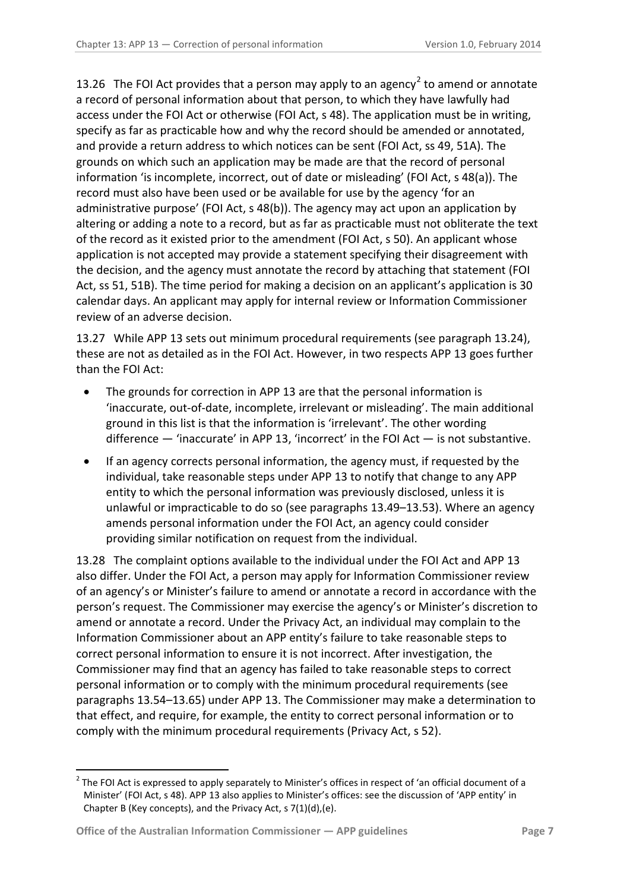13.26 The FOI Act provides that a person may apply to an agency[2] to amend or annotate a record of personal information about that person, to which they have lawfully had access under the FOI Act or otherwise (FOI Act, s 48). The application must be in writing, specify as far as practicable how and why the record should be amended or annotated, and provide a return address to which notices can be sent (FOI Act, ss 49, 51A). The grounds on which such an application may be made are that the record of personal information 'is incomplete, incorrect, out of date or misleading' (FOI Act, s 48(a)). The record must also have been used or be available for use by the agency 'for an administrative purpose' (FOI Act, s 48(b)). The agency may act upon an application by altering or adding a note to a record, but as far as practicable must not obliterate the text of the record as it existed prior to the amendment (FOI Act, s 50). An applicant whose application is not accepted may provide a statement specifying their disagreement with the decision, and the agency must annotate the record by attaching that statement (FOI Act, ss 51, 51B). The time period for making a decision on an applicant's application is 30 calendar days. An applicant may apply for internal review or Information Commissioner review of an adverse decision.

13.27 While APP 13 sets out minimum procedural requirements (see paragraph 13.24), these are not as detailed as in the FOI Act. However, in two respects APP 13 goes further than the FOI Act:

- The grounds for correction in APP 13 are that the personal information is 'inaccurate, out-of-date, incomplete, irrelevant or misleading'. The main additional ground in this list is that the information is 'irrelevant'. The other wording difference — 'inaccurate' in APP 13, 'incorrect' in the FOI Act — is not substantive.
- If an agency corrects personal information, the agency must, if requested by the individual, take reasonable steps under APP 13 to notify that change to any APP entity to which the personal information was previously disclosed, unless it is unlawful or impracticable to do so (see paragraphs 13.49–13.53). Where an agency amends personal information under the FOI Act, an agency could consider providing similar notification on request from the individual.

13.28 The complaint options available to the individual under the FOI Act and APP 13 also differ. Under the FOI Act, a person may apply for Information Commissioner review of an agency's or Minister's failure to amend or annotate a record in accordance with the person's request. The Commissioner may exercise the agency's or Minister's discretion to amend or annotate a record. Under the Privacy Act, an individual may complain to the Information Commissioner about an APP entity's failure to take reasonable steps to correct personal information to ensure it is not incorrect. After investigation, the Commissioner may find that an agency has failed to take reasonable steps to correct personal information or to comply with the minimum procedural requirements (see paragraphs 13.54–13.65) under APP 13. The Commissioner may make a determination to that effect, and require, for example, the entity to correct personal information or to comply with the minimum procedural requirements (Privacy Act, s 52).

---

[2] The FOI Act is expressed to apply separately to Minister's offices in respect of 'an official document of a Minister' (FOI Act, s 48). APP 13 also applies to Minister's offices: see the discussion of 'APP entity' in Chapter B (Key concepts), and the Privacy Act, s 7(1)(d),(e).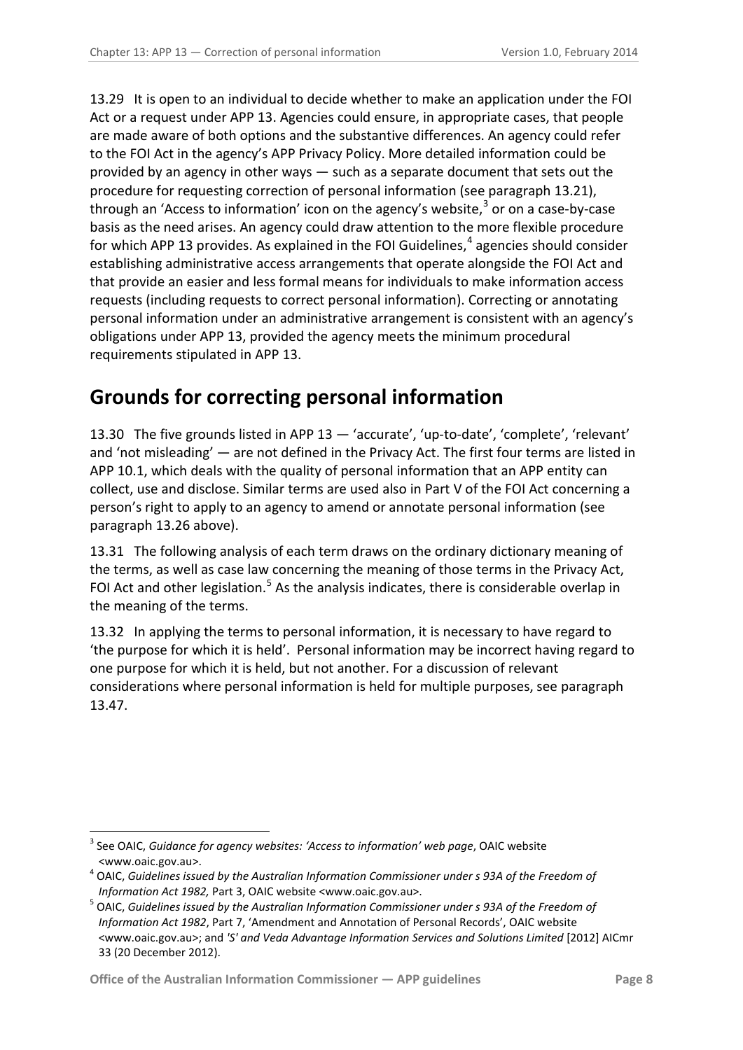13.29 It is open to an individual to decide whether to make an application under the FOI Act or a request under APP 13. Agencies could ensure, in appropriate cases, that people are made aware of both options and the substantive differences. An agency could refer to the FOI Act in the agency's APP Privacy Policy. More detailed information could be provided by an agency in other ways — such as a separate document that sets out the procedure for requesting correction of personal information (see paragraph 13.21), through an 'Access to information' icon on the agency's website,[3] or on a case-by-case basis as the need arises. An agency could draw attention to the more flexible procedure for which APP 13 provides. As explained in the FOI Guidelines,[4] agencies should consider establishing administrative access arrangements that operate alongside the FOI Act and that provide an easier and less formal means for individuals to make information access requests (including requests to correct personal information). Correcting or annotating personal information under an administrative arrangement is consistent with an agency's obligations under APP 13, provided the agency meets the minimum procedural requirements stipulated in APP 13.

## Grounds for correcting personal information

13.30 The five grounds listed in APP 13 — 'accurate', 'up-to-date', 'complete', 'relevant' and 'not misleading' — are not defined in the Privacy Act. The first four terms are listed in APP 10.1, which deals with the quality of personal information that an APP entity can collect, use and disclose. Similar terms are used also in Part V of the FOI Act concerning a person's right to apply to an agency to amend or annotate personal information (see paragraph 13.26 above).

13.31 The following analysis of each term draws on the ordinary dictionary meaning of the terms, as well as case law concerning the meaning of those terms in the Privacy Act, FOI Act and other legislation.[5] As the analysis indicates, there is considerable overlap in the meaning of the terms.

13.32 In applying the terms to personal information, it is necessary to have regard to 'the purpose for which it is held'. Personal information may be incorrect having regard to one purpose for which it is held, but not another. For a discussion of relevant considerations where personal information is held for multiple purposes, see paragraph 13.47.

---

[3] See OAIC, *Guidance for agency websites: 'Access to information' web page*, OAIC website <www.oaic.gov.au>.

[4] OAIC, *Guidelines issued by the Australian Information Commissioner under s 93A of the Freedom of Information Act 1982,* Part 3, OAIC website <www.oaic.gov.au>.

[5] OAIC, *Guidelines issued by the Australian Information Commissioner under s 93A of the Freedom of Information Act 1982*, Part 7, 'Amendment and Annotation of Personal Records', OAIC website <www.oaic.gov.au>; and *'S' and Veda Advantage Information Services and Solutions Limited* [2012] AICmr 33 (20 December 2012).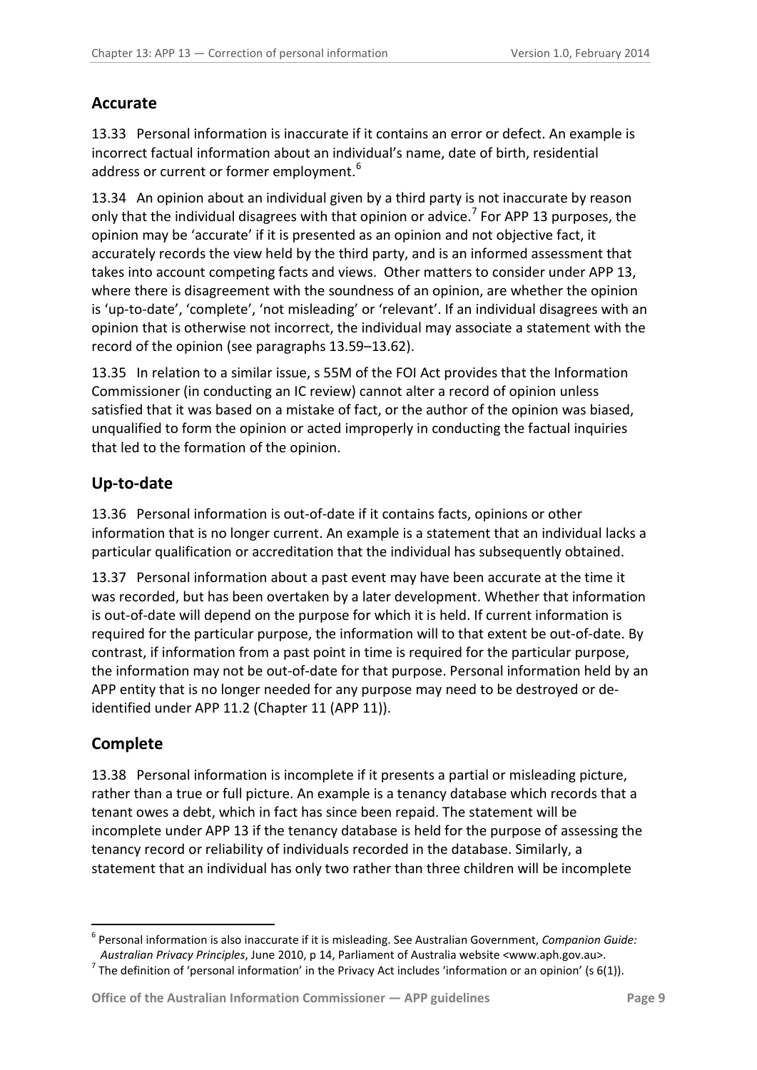## Accurate

13.33 Personal information is inaccurate if it contains an error or defect. An example is incorrect factual information about an individual's name, date of birth, residential address or current or former employment.[6]

13.34 An opinion about an individual given by a third party is not inaccurate by reason only that the individual disagrees with that opinion or advice.[7] For APP 13 purposes, the opinion may be 'accurate' if it is presented as an opinion and not objective fact, it accurately records the view held by the third party, and is an informed assessment that takes into account competing facts and views. Other matters to consider under APP 13, where there is disagreement with the soundness of an opinion, are whether the opinion is 'up-to-date', 'complete', 'not misleading' or 'relevant'. If an individual disagrees with an opinion that is otherwise not incorrect, the individual may associate a statement with the record of the opinion (see paragraphs 13.59–13.62).

13.35 In relation to a similar issue, s 55M of the FOI Act provides that the Information Commissioner (in conducting an IC review) cannot alter a record of opinion unless satisfied that it was based on a mistake of fact, or the author of the opinion was biased, unqualified to form the opinion or acted improperly in conducting the factual inquiries that led to the formation of the opinion.

## Up-to-date

13.36 Personal information is out-of-date if it contains facts, opinions or other information that is no longer current. An example is a statement that an individual lacks a particular qualification or accreditation that the individual has subsequently obtained.

13.37 Personal information about a past event may have been accurate at the time it was recorded, but has been overtaken by a later development. Whether that information is out-of-date will depend on the purpose for which it is held. If current information is required for the particular purpose, the information will to that extent be out-of-date. By contrast, if information from a past point in time is required for the particular purpose, the information may not be out-of-date for that purpose. Personal information held by an APP entity that is no longer needed for any purpose may need to be destroyed or de-identified under APP 11.2 (Chapter 11 (APP 11)).

## Complete

13.38 Personal information is incomplete if it presents a partial or misleading picture, rather than a true or full picture. An example is a tenancy database which records that a tenant owes a debt, which in fact has since been repaid. The statement will be incomplete under APP 13 if the tenancy database is held for the purpose of assessing the tenancy record or reliability of individuals recorded in the database. Similarly, a statement that an individual has only two rather than three children will be incomplete

---

[6] Personal information is also inaccurate if it is misleading. See Australian Government, *Companion Guide: Australian Privacy Principles*, June 2010, p 14, Parliament of Australia website <www.aph.gov.au>.

[7] The definition of 'personal information' in the Privacy Act includes 'information or an opinion' (s 6(1)).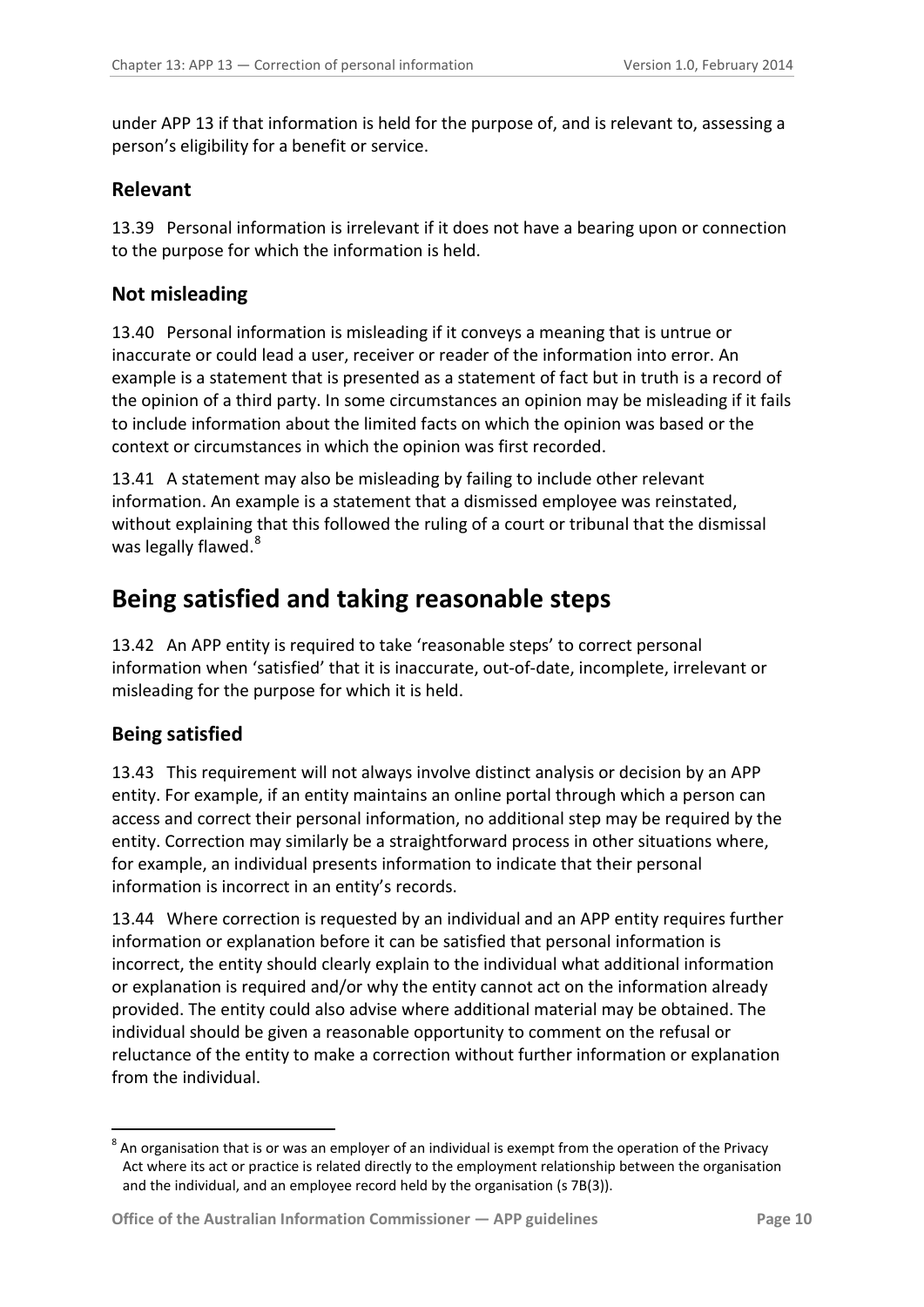under APP 13 if that information is held for the purpose of, and is relevant to, assessing a person's eligibility for a benefit or service.

### Relevant

13.39 Personal information is irrelevant if it does not have a bearing upon or connection to the purpose for which the information is held.

### Not misleading

13.40 Personal information is misleading if it conveys a meaning that is untrue or inaccurate or could lead a user, receiver or reader of the information into error. An example is a statement that is presented as a statement of fact but in truth is a record of the opinion of a third party. In some circumstances an opinion may be misleading if it fails to include information about the limited facts on which the opinion was based or the context or circumstances in which the opinion was first recorded.

13.41 A statement may also be misleading by failing to include other relevant information. An example is a statement that a dismissed employee was reinstated, without explaining that this followed the ruling of a court or tribunal that the dismissal was legally flawed.[8]

## Being satisfied and taking reasonable steps

13.42 An APP entity is required to take 'reasonable steps' to correct personal information when 'satisfied' that it is inaccurate, out-of-date, incomplete, irrelevant or misleading for the purpose for which it is held.

### Being satisfied

13.43 This requirement will not always involve distinct analysis or decision by an APP entity. For example, if an entity maintains an online portal through which a person can access and correct their personal information, no additional step may be required by the entity. Correction may similarly be a straightforward process in other situations where, for example, an individual presents information to indicate that their personal information is incorrect in an entity's records.

13.44 Where correction is requested by an individual and an APP entity requires further information or explanation before it can be satisfied that personal information is incorrect, the entity should clearly explain to the individual what additional information or explanation is required and/or why the entity cannot act on the information already provided. The entity could also advise where additional material may be obtained. The individual should be given a reasonable opportunity to comment on the refusal or reluctance of the entity to make a correction without further information or explanation from the individual.

---

[8] An organisation that is or was an employer of an individual is exempt from the operation of the Privacy Act where its act or practice is related directly to the employment relationship between the organisation and the individual, and an employee record held by the organisation (s 7B(3)).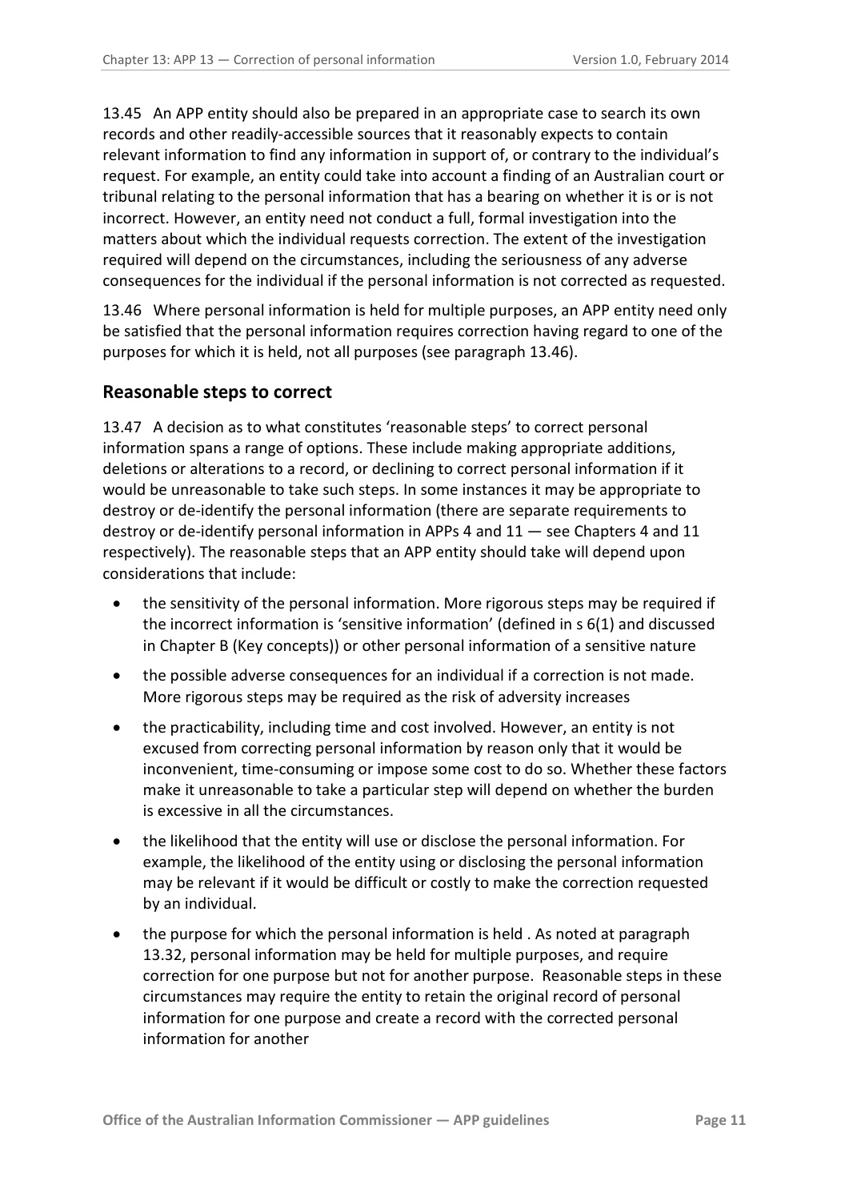13.45 An APP entity should also be prepared in an appropriate case to search its own records and other readily-accessible sources that it reasonably expects to contain relevant information to find any information in support of, or contrary to the individual's request. For example, an entity could take into account a finding of an Australian court or tribunal relating to the personal information that has a bearing on whether it is or is not incorrect. However, an entity need not conduct a full, formal investigation into the matters about which the individual requests correction. The extent of the investigation required will depend on the circumstances, including the seriousness of any adverse consequences for the individual if the personal information is not corrected as requested.

13.46 Where personal information is held for multiple purposes, an APP entity need only be satisfied that the personal information requires correction having regard to one of the purposes for which it is held, not all purposes (see paragraph 13.46).

## Reasonable steps to correct

13.47 A decision as to what constitutes 'reasonable steps' to correct personal information spans a range of options. These include making appropriate additions, deletions or alterations to a record, or declining to correct personal information if it would be unreasonable to take such steps. In some instances it may be appropriate to destroy or de-identify the personal information (there are separate requirements to destroy or de-identify personal information in APPs 4 and 11 — see Chapters 4 and 11 respectively). The reasonable steps that an APP entity should take will depend upon considerations that include:

- the sensitivity of the personal information. More rigorous steps may be required if the incorrect information is 'sensitive information' (defined in s 6(1) and discussed in Chapter B (Key concepts)) or other personal information of a sensitive nature
- the possible adverse consequences for an individual if a correction is not made. More rigorous steps may be required as the risk of adversity increases
- the practicability, including time and cost involved. However, an entity is not excused from correcting personal information by reason only that it would be inconvenient, time-consuming or impose some cost to do so. Whether these factors make it unreasonable to take a particular step will depend on whether the burden is excessive in all the circumstances.
- the likelihood that the entity will use or disclose the personal information. For example, the likelihood of the entity using or disclosing the personal information may be relevant if it would be difficult or costly to make the correction requested by an individual.
- the purpose for which the personal information is held . As noted at paragraph 13.32, personal information may be held for multiple purposes, and require correction for one purpose but not for another purpose. Reasonable steps in these circumstances may require the entity to retain the original record of personal information for one purpose and create a record with the corrected personal information for another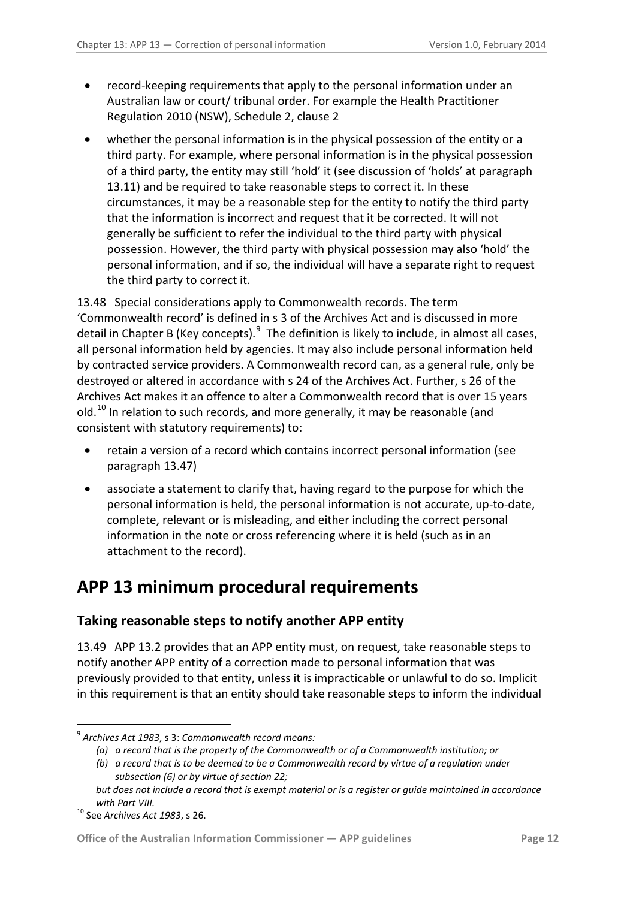- record-keeping requirements that apply to the personal information under an Australian law or court/ tribunal order. For example the Health Practitioner Regulation 2010 (NSW), Schedule 2, clause 2
- whether the personal information is in the physical possession of the entity or a third party. For example, where personal information is in the physical possession of a third party, the entity may still 'hold' it (see discussion of 'holds' at paragraph 13.11) and be required to take reasonable steps to correct it. In these circumstances, it may be a reasonable step for the entity to notify the third party that the information is incorrect and request that it be corrected. It will not generally be sufficient to refer the individual to the third party with physical possession. However, the third party with physical possession may also 'hold' the personal information, and if so, the individual will have a separate right to request the third party to correct it.

13.48 Special considerations apply to Commonwealth records. The term 'Commonwealth record' is defined in s 3 of the Archives Act and is discussed in more detail in Chapter B (Key concepts).[9] The definition is likely to include, in almost all cases, all personal information held by agencies. It may also include personal information held by contracted service providers. A Commonwealth record can, as a general rule, only be destroyed or altered in accordance with s 24 of the Archives Act. Further, s 26 of the Archives Act makes it an offence to alter a Commonwealth record that is over 15 years old.[10] In relation to such records, and more generally, it may be reasonable (and consistent with statutory requirements) to:

- retain a version of a record which contains incorrect personal information (see paragraph 13.47)
- associate a statement to clarify that, having regard to the purpose for which the personal information is held, the personal information is not accurate, up-to-date, complete, relevant or is misleading, and either including the correct personal information in the note or cross referencing where it is held (such as in an attachment to the record).

# APP 13 minimum procedural requirements

## Taking reasonable steps to notify another APP entity

13.49 APP 13.2 provides that an APP entity must, on request, take reasonable steps to notify another APP entity of a correction made to personal information that was previously provided to that entity, unless it is impracticable or unlawful to do so. Implicit in this requirement is that an entity should take reasonable steps to inform the individual

---

[9] *Archives Act 1983*, s 3: *Commonwealth record means:*

*(a) a record that is the property of the Commonwealth or of a Commonwealth institution; or*

*(b) a record that is to be deemed to be a Commonwealth record by virtue of a regulation under subsection (6) or by virtue of section 22;*

*but does not include a record that is exempt material or is a register or guide maintained in accordance with Part VIII.*

[10] See *Archives Act 1983*, s 26.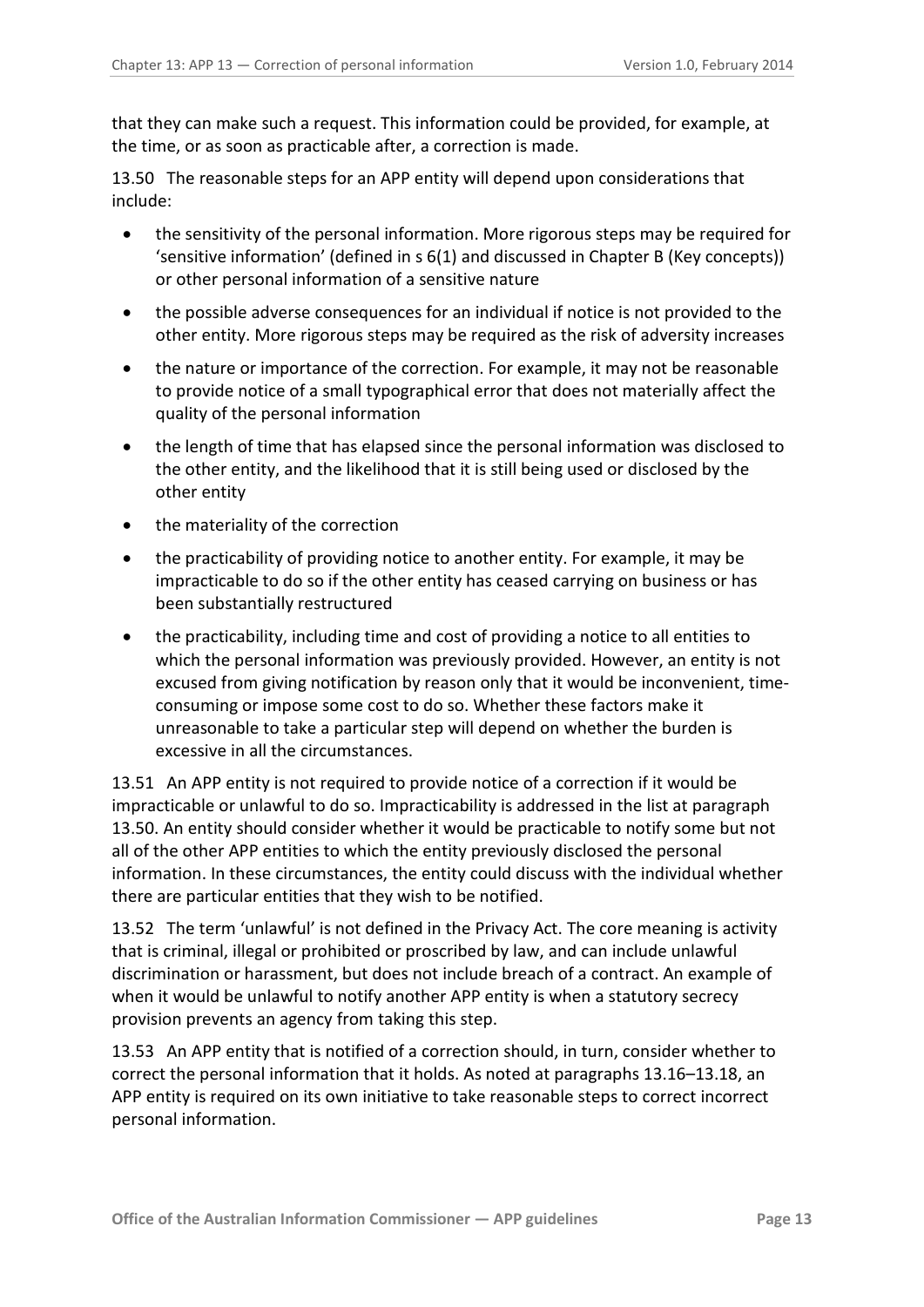that they can make such a request. This information could be provided, for example, at the time, or as soon as practicable after, a correction is made.

13.50 The reasonable steps for an APP entity will depend upon considerations that include:

- the sensitivity of the personal information. More rigorous steps may be required for 'sensitive information' (defined in s 6(1) and discussed in Chapter B (Key concepts)) or other personal information of a sensitive nature
- the possible adverse consequences for an individual if notice is not provided to the other entity. More rigorous steps may be required as the risk of adversity increases
- the nature or importance of the correction. For example, it may not be reasonable to provide notice of a small typographical error that does not materially affect the quality of the personal information
- the length of time that has elapsed since the personal information was disclosed to the other entity, and the likelihood that it is still being used or disclosed by the other entity
- the materiality of the correction
- the practicability of providing notice to another entity. For example, it may be impracticable to do so if the other entity has ceased carrying on business or has been substantially restructured
- the practicability, including time and cost of providing a notice to all entities to which the personal information was previously provided. However, an entity is not excused from giving notification by reason only that it would be inconvenient, time-consuming or impose some cost to do so. Whether these factors make it unreasonable to take a particular step will depend on whether the burden is excessive in all the circumstances.

13.51 An APP entity is not required to provide notice of a correction if it would be impracticable or unlawful to do so. Impracticability is addressed in the list at paragraph 13.50. An entity should consider whether it would be practicable to notify some but not all of the other APP entities to which the entity previously disclosed the personal information. In these circumstances, the entity could discuss with the individual whether there are particular entities that they wish to be notified.

13.52 The term 'unlawful' is not defined in the Privacy Act. The core meaning is activity that is criminal, illegal or prohibited or proscribed by law, and can include unlawful discrimination or harassment, but does not include breach of a contract. An example of when it would be unlawful to notify another APP entity is when a statutory secrecy provision prevents an agency from taking this step.

13.53 An APP entity that is notified of a correction should, in turn, consider whether to correct the personal information that it holds. As noted at paragraphs 13.16–13.18, an APP entity is required on its own initiative to take reasonable steps to correct incorrect personal information.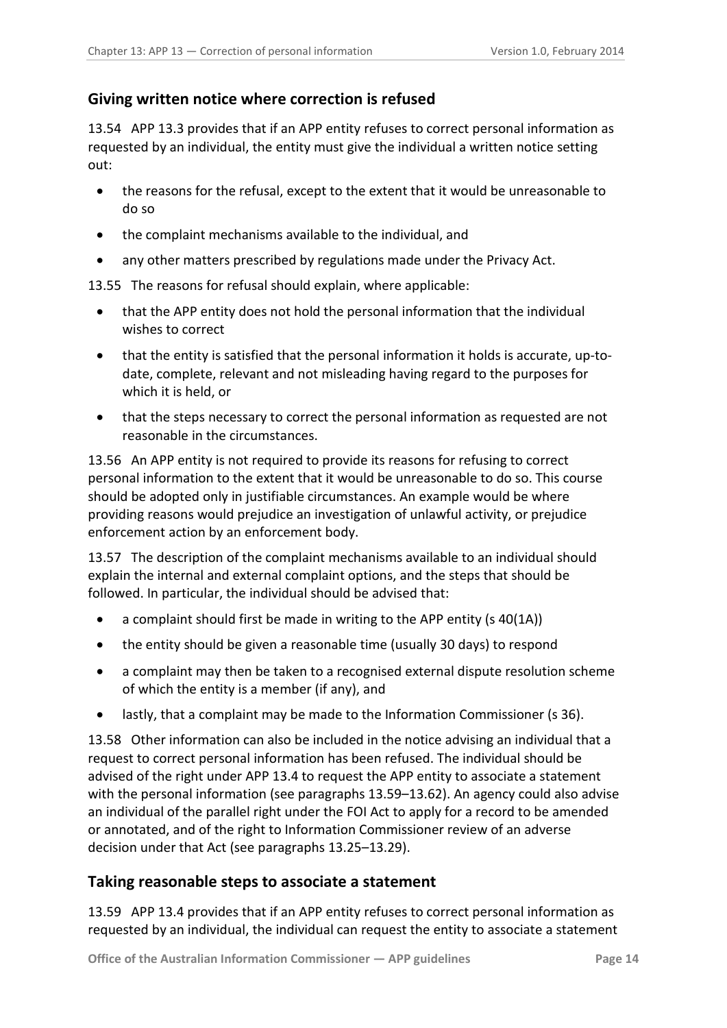## Giving written notice where correction is refused

13.54 APP 13.3 provides that if an APP entity refuses to correct personal information as requested by an individual, the entity must give the individual a written notice setting out:

- the reasons for the refusal, except to the extent that it would be unreasonable to do so
- the complaint mechanisms available to the individual, and
- any other matters prescribed by regulations made under the Privacy Act.

13.55 The reasons for refusal should explain, where applicable:

- that the APP entity does not hold the personal information that the individual wishes to correct
- that the entity is satisfied that the personal information it holds is accurate, up-to-date, complete, relevant and not misleading having regard to the purposes for which it is held, or
- that the steps necessary to correct the personal information as requested are not reasonable in the circumstances.

13.56 An APP entity is not required to provide its reasons for refusing to correct personal information to the extent that it would be unreasonable to do so. This course should be adopted only in justifiable circumstances. An example would be where providing reasons would prejudice an investigation of unlawful activity, or prejudice enforcement action by an enforcement body.

13.57 The description of the complaint mechanisms available to an individual should explain the internal and external complaint options, and the steps that should be followed. In particular, the individual should be advised that:

- a complaint should first be made in writing to the APP entity (s 40(1A))
- the entity should be given a reasonable time (usually 30 days) to respond
- a complaint may then be taken to a recognised external dispute resolution scheme of which the entity is a member (if any), and
- lastly, that a complaint may be made to the Information Commissioner (s 36).

13.58 Other information can also be included in the notice advising an individual that a request to correct personal information has been refused. The individual should be advised of the right under APP 13.4 to request the APP entity to associate a statement with the personal information (see paragraphs 13.59–13.62). An agency could also advise an individual of the parallel right under the FOI Act to apply for a record to be amended or annotated, and of the right to Information Commissioner review of an adverse decision under that Act (see paragraphs 13.25–13.29).

## Taking reasonable steps to associate a statement

13.59 APP 13.4 provides that if an APP entity refuses to correct personal information as requested by an individual, the individual can request the entity to associate a statement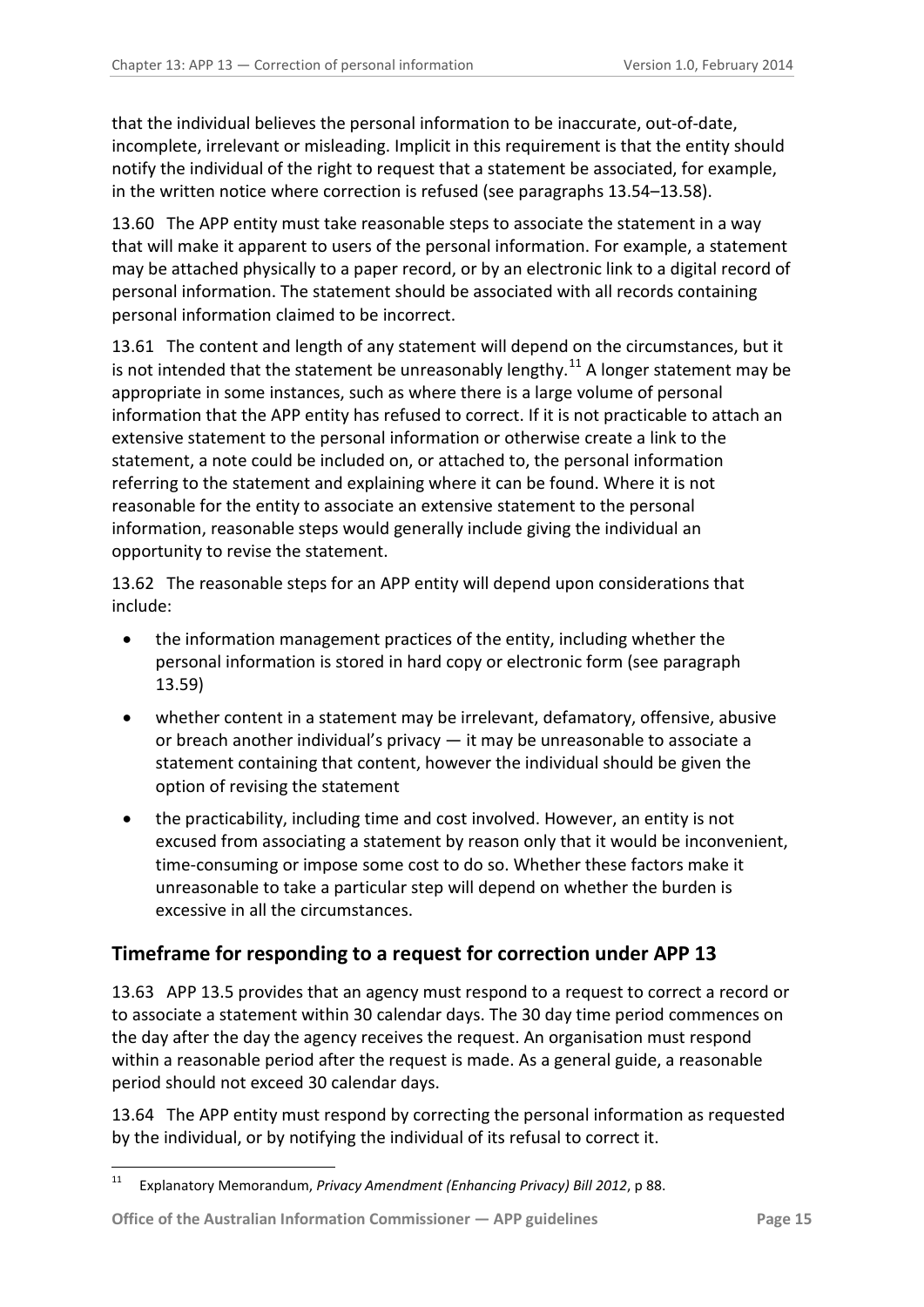that the individual believes the personal information to be inaccurate, out-of-date, incomplete, irrelevant or misleading. Implicit in this requirement is that the entity should notify the individual of the right to request that a statement be associated, for example, in the written notice where correction is refused (see paragraphs 13.54–13.58).

13.60 The APP entity must take reasonable steps to associate the statement in a way that will make it apparent to users of the personal information. For example, a statement may be attached physically to a paper record, or by an electronic link to a digital record of personal information. The statement should be associated with all records containing personal information claimed to be incorrect.

13.61 The content and length of any statement will depend on the circumstances, but it is not intended that the statement be unreasonably lengthy.[11] A longer statement may be appropriate in some instances, such as where there is a large volume of personal information that the APP entity has refused to correct. If it is not practicable to attach an extensive statement to the personal information or otherwise create a link to the statement, a note could be included on, or attached to, the personal information referring to the statement and explaining where it can be found. Where it is not reasonable for the entity to associate an extensive statement to the personal information, reasonable steps would generally include giving the individual an opportunity to revise the statement.

13.62 The reasonable steps for an APP entity will depend upon considerations that include:

- the information management practices of the entity, including whether the personal information is stored in hard copy or electronic form (see paragraph 13.59)
- whether content in a statement may be irrelevant, defamatory, offensive, abusive or breach another individual's privacy — it may be unreasonable to associate a statement containing that content, however the individual should be given the option of revising the statement
- the practicability, including time and cost involved. However, an entity is not excused from associating a statement by reason only that it would be inconvenient, time-consuming or impose some cost to do so. Whether these factors make it unreasonable to take a particular step will depend on whether the burden is excessive in all the circumstances.

## Timeframe for responding to a request for correction under APP 13

13.63 APP 13.5 provides that an agency must respond to a request to correct a record or to associate a statement within 30 calendar days. The 30 day time period commences on the day after the day the agency receives the request. An organisation must respond within a reasonable period after the request is made. As a general guide, a reasonable period should not exceed 30 calendar days.

13.64 The APP entity must respond by correcting the personal information as requested by the individual, or by notifying the individual of its refusal to correct it.

---

[11] Explanatory Memorandum, *Privacy Amendment (Enhancing Privacy) Bill 2012*, p 88.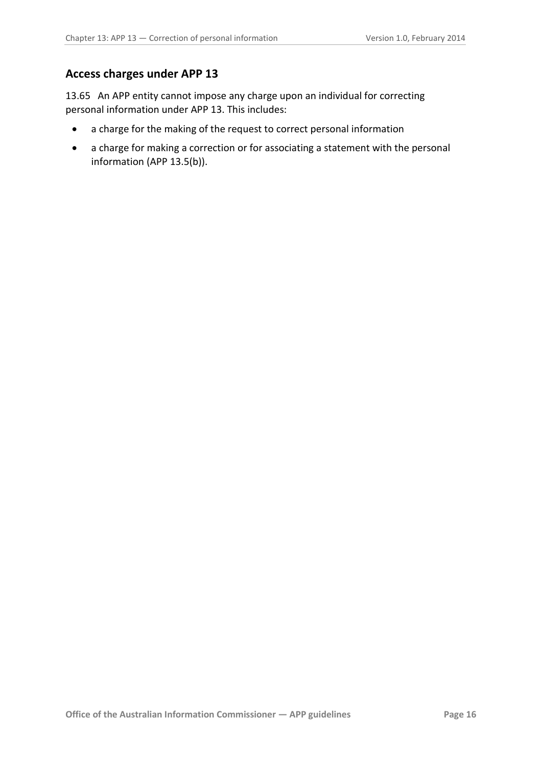## Access charges under APP 13

13.65 An APP entity cannot impose any charge upon an individual for correcting personal information under APP 13. This includes:

- a charge for the making of the request to correct personal information
- a charge for making a correction or for associating a statement with the personal information (APP 13.5(b)).